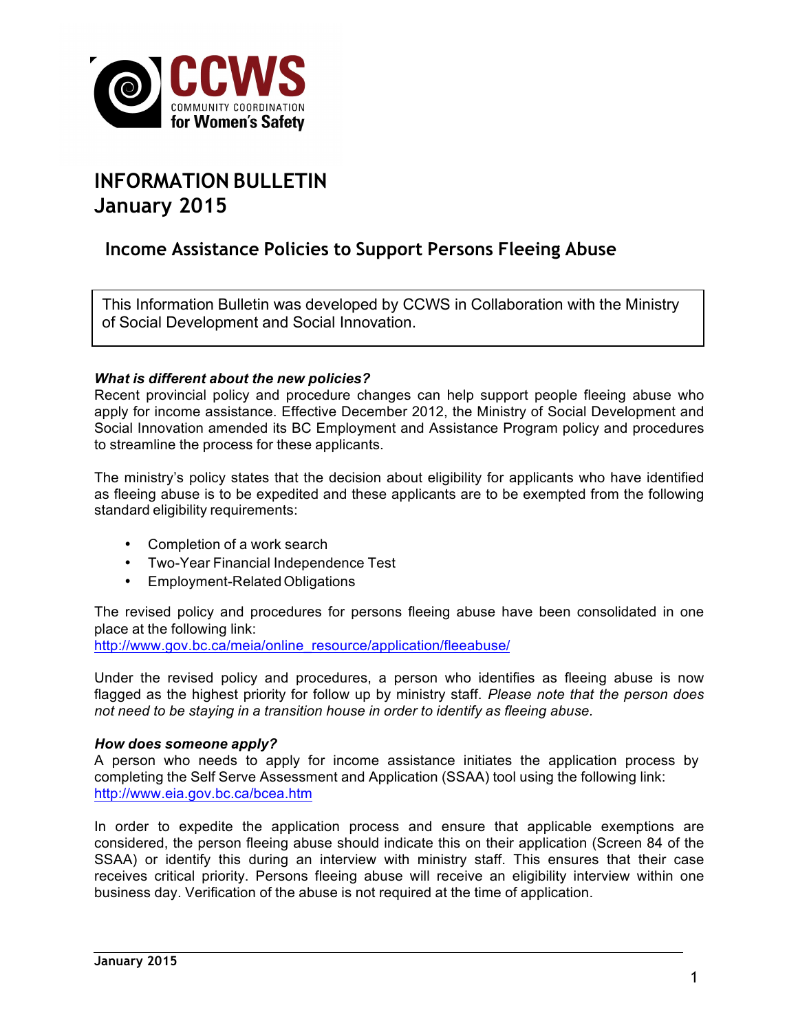CCWS

COMMUNITY COORDINATION for Women's Safety

# INFORMATION BULLETIN
# January 2015

## Income Assistance Policies to Support Persons Fleeing Abuse

This Information Bulletin was developed by CCWS in Collaboration with the Ministry of Social Development and Social Innovation.

***What is different about the new policies?***

Recent provincial policy and procedure changes can help support people fleeing abuse who apply for income assistance. Effective December 2012, the Ministry of Social Development and Social Innovation amended its BC Employment and Assistance Program policy and procedures to streamline the process for these applicants.

The ministry's policy states that the decision about eligibility for applicants who have identified as fleeing abuse is to be expedited and these applicants are to be exempted from the following standard eligibility requirements:

- Completion of a work search
- Two-Year Financial Independence Test
- Employment-Related Obligations

The revised policy and procedures for persons fleeing abuse have been consolidated in one place at the following link:
http://www.gov.bc.ca/meia/online_resource/application/fleeabuse/

Under the revised policy and procedures, a person who identifies as fleeing abuse is now flagged as the highest priority for follow up by ministry staff. *Please note that the person does not need to be staying in a transition house in order to identify as fleeing abuse.*

***How does someone apply?***

A person who needs to apply for income assistance initiates the application process by completing the Self Serve Assessment and Application (SSAA) tool using the following link:
http://www.eia.gov.bc.ca/bcea.htm

In order to expedite the application process and ensure that applicable exemptions are considered, the person fleeing abuse should indicate this on their application (Screen 84 of the SSAA) or identify this during an interview with ministry staff. This ensures that their case receives critical priority. Persons fleeing abuse will receive an eligibility interview within one business day. Verification of the abuse is not required at the time of application.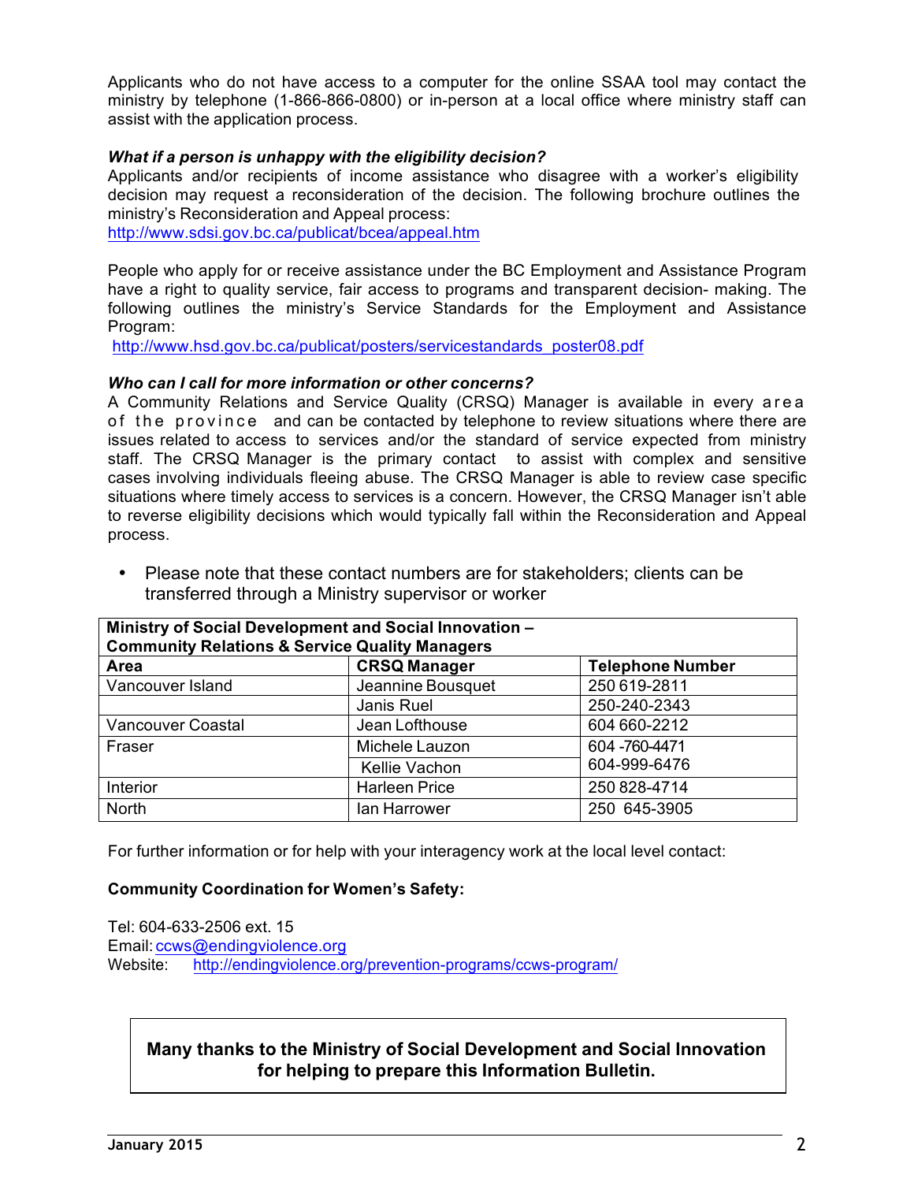Applicants who do not have access to a computer for the online SSAA tool may contact the ministry by telephone (1-866-866-0800) or in-person at a local office where ministry staff can assist with the application process.

***What if a person is unhappy with the eligibility decision?***

Applicants and/or recipients of income assistance who disagree with a worker's eligibility decision may request a reconsideration of the decision. The following brochure outlines the ministry's Reconsideration and Appeal process:
http://www.sdsi.gov.bc.ca/publicat/bcea/appeal.htm

People who apply for or receive assistance under the BC Employment and Assistance Program have a right to quality service, fair access to programs and transparent decision- making. The following outlines the ministry's Service Standards for the Employment and Assistance Program:
http://www.hsd.gov.bc.ca/publicat/posters/servicestandards_poster08.pdf

***Who can I call for more information or other concerns?***

A Community Relations and Service Quality (CRSQ) Manager is available in every area of the province and can be contacted by telephone to review situations where there are issues related to access to services and/or the standard of service expected from ministry staff. The CRSQ Manager is the primary contact to assist with complex and sensitive cases involving individuals fleeing abuse. The CRSQ Manager is able to review case specific situations where timely access to services is a concern. However, the CRSQ Manager isn't able to reverse eligibility decisions which would typically fall within the Reconsideration and Appeal process.

- Please note that these contact numbers are for stakeholders; clients can be transferred through a Ministry supervisor or worker

| **Ministry of Social Development and Social Innovation – Community Relations & Service Quality Managers** | | |
|---|---|---|
| **Area** | **CRSQ Manager** | **Telephone Number** |
| Vancouver Island | Jeannine Bousquet | 250 619-2811 |
| | Janis Ruel | 250-240-2343 |
| Vancouver Coastal | Jean Lofthouse | 604 660-2212 |
| Fraser | Michele Lauzon | 604 -760-4471 |
| | Kellie Vachon | 604-999-6476 |
| Interior | Harleen Price | 250 828-4714 |
| North | Ian Harrower | 250 645-3905 |

For further information or for help with your interagency work at the local level contact:

**Community Coordination for Women's Safety:**

Tel: 604-633-2506 ext. 15
Email: ccws@endingviolence.org
Website: http://endingviolence.org/prevention-programs/ccws-program/

**Many thanks to the Ministry of Social Development and Social Innovation for helping to prepare this Information Bulletin.**